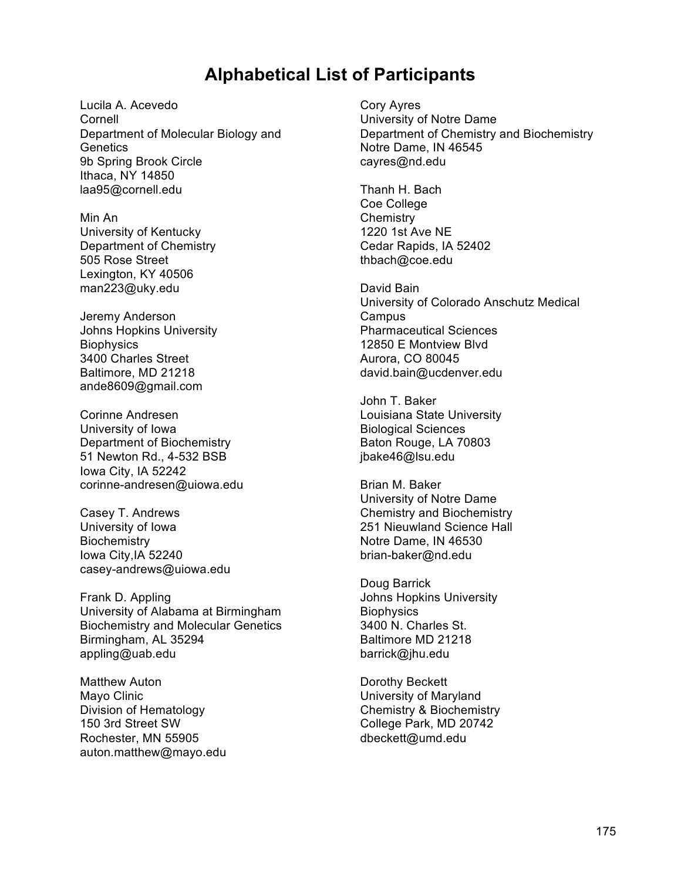# Alphabetical List of Participants

Lucila A. Acevedo
Cornell
Department of Molecular Biology and Genetics
9b Spring Brook Circle
Ithaca, NY 14850
laa95@cornell.edu

Min An
University of Kentucky
Department of Chemistry
505 Rose Street
Lexington, KY 40506
man223@uky.edu

Jeremy Anderson
Johns Hopkins University
Biophysics
3400 Charles Street
Baltimore, MD 21218
ande8609@gmail.com

Corinne Andresen
University of Iowa
Department of Biochemistry
51 Newton Rd., 4-532 BSB
Iowa City, IA 52242
corinne-andresen@uiowa.edu

Casey T. Andrews
University of Iowa
Biochemistry
Iowa City,IA 52240
casey-andrews@uiowa.edu

Frank D. Appling
University of Alabama at Birmingham
Biochemistry and Molecular Genetics
Birmingham, AL 35294
appling@uab.edu

Matthew Auton
Mayo Clinic
Division of Hematology
150 3rd Street SW
Rochester, MN 55905
auton.matthew@mayo.edu

Cory Ayres
University of Notre Dame
Department of Chemistry and Biochemistry
Notre Dame, IN 46545
cayres@nd.edu

Thanh H. Bach
Coe College
Chemistry
1220 1st Ave NE
Cedar Rapids, IA 52402
thbach@coe.edu

David Bain
University of Colorado Anschutz Medical Campus
Pharmaceutical Sciences
12850 E Montview Blvd
Aurora, CO 80045
david.bain@ucdenver.edu

John T. Baker
Louisiana State University
Biological Sciences
Baton Rouge, LA 70803
jbake46@lsu.edu

Brian M. Baker
University of Notre Dame
Chemistry and Biochemistry
251 Nieuwland Science Hall
Notre Dame, IN 46530
brian-baker@nd.edu

Doug Barrick
Johns Hopkins University
Biophysics
3400 N. Charles St.
Baltimore MD 21218
barrick@jhu.edu

Dorothy Beckett
University of Maryland
Chemistry & Biochemistry
College Park, MD 20742
dbeckett@umd.edu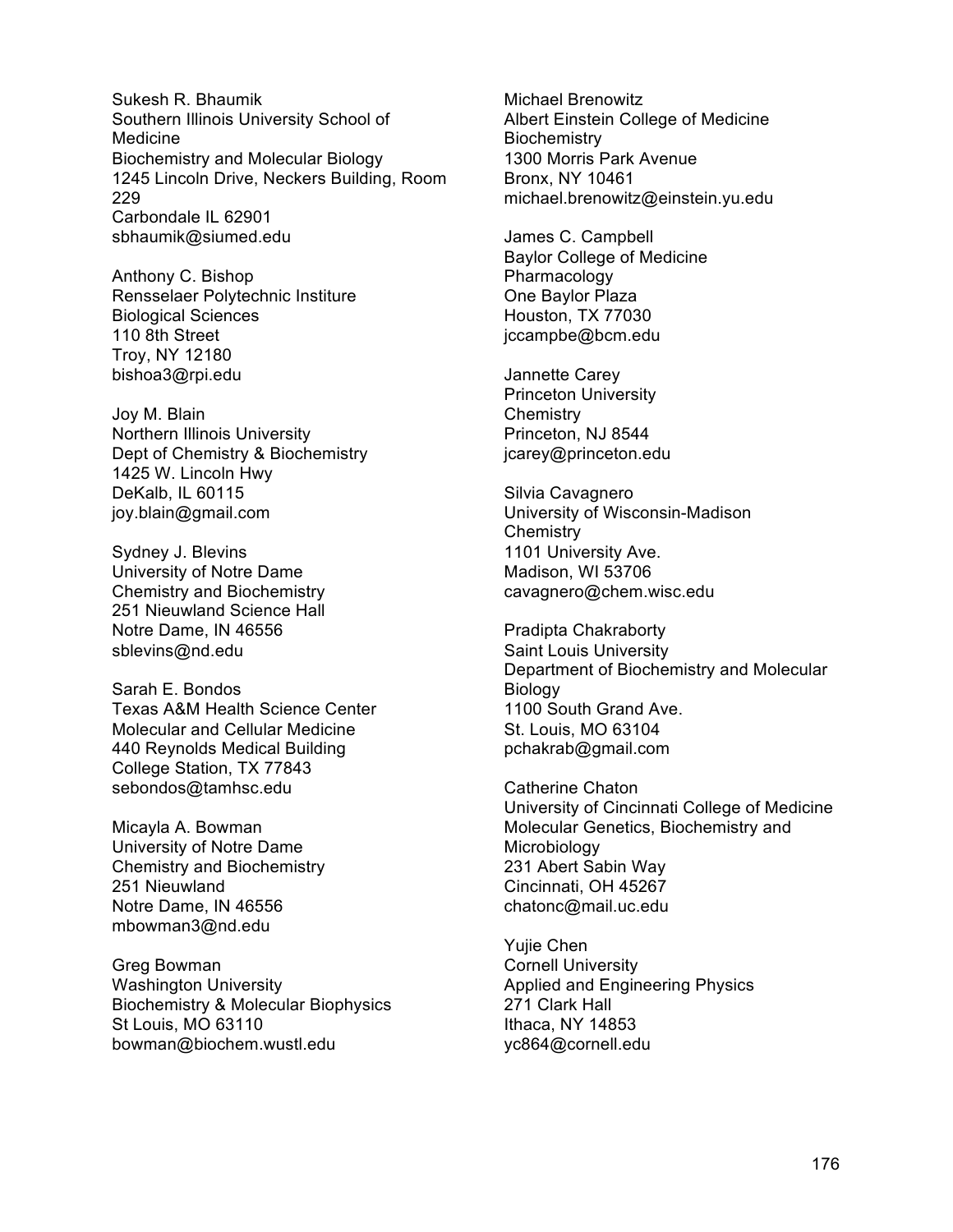Sukesh R. Bhaumik
Southern Illinois University School of Medicine
Biochemistry and Molecular Biology
1245 Lincoln Drive, Neckers Building, Room 229
Carbondale IL 62901
sbhaumik@siumed.edu

Anthony C. Bishop
Rensselaer Polytechnic Institute
Biological Sciences
110 8th Street
Troy, NY 12180
bishoa3@rpi.edu

Joy M. Blain
Northern Illinois University
Dept of Chemistry & Biochemistry
1425 W. Lincoln Hwy
DeKalb, IL 60115
joy.blain@gmail.com

Sydney J. Blevins
University of Notre Dame
Chemistry and Biochemistry
251 Nieuwland Science Hall
Notre Dame, IN 46556
sblevins@nd.edu

Sarah E. Bondos
Texas A&M Health Science Center
Molecular and Cellular Medicine
440 Reynolds Medical Building
College Station, TX 77843
sebondos@tamhsc.edu

Micayla A. Bowman
University of Notre Dame
Chemistry and Biochemistry
251 Nieuwland
Notre Dame, IN 46556
mbowman3@nd.edu

Greg Bowman
Washington University
Biochemistry & Molecular Biophysics
St Louis, MO 63110
bowman@biochem.wustl.edu

Michael Brenowitz
Albert Einstein College of Medicine
Biochemistry
1300 Morris Park Avenue
Bronx, NY 10461
michael.brenowitz@einstein.yu.edu

James C. Campbell
Baylor College of Medicine
Pharmacology
One Baylor Plaza
Houston, TX 77030
jccampbe@bcm.edu

Jannette Carey
Princeton University
Chemistry
Princeton, NJ 8544
jcarey@princeton.edu

Silvia Cavagnero
University of Wisconsin-Madison
Chemistry
1101 University Ave.
Madison, WI 53706
cavagnero@chem.wisc.edu

Pradipta Chakraborty
Saint Louis University
Department of Biochemistry and Molecular Biology
1100 South Grand Ave.
St. Louis, MO 63104
pchakrab@gmail.com

Catherine Chaton
University of Cincinnati College of Medicine
Molecular Genetics, Biochemistry and Microbiology
231 Abert Sabin Way
Cincinnati, OH 45267
chatonc@mail.uc.edu

Yujie Chen
Cornell University
Applied and Engineering Physics
271 Clark Hall
Ithaca, NY 14853
yc864@cornell.edu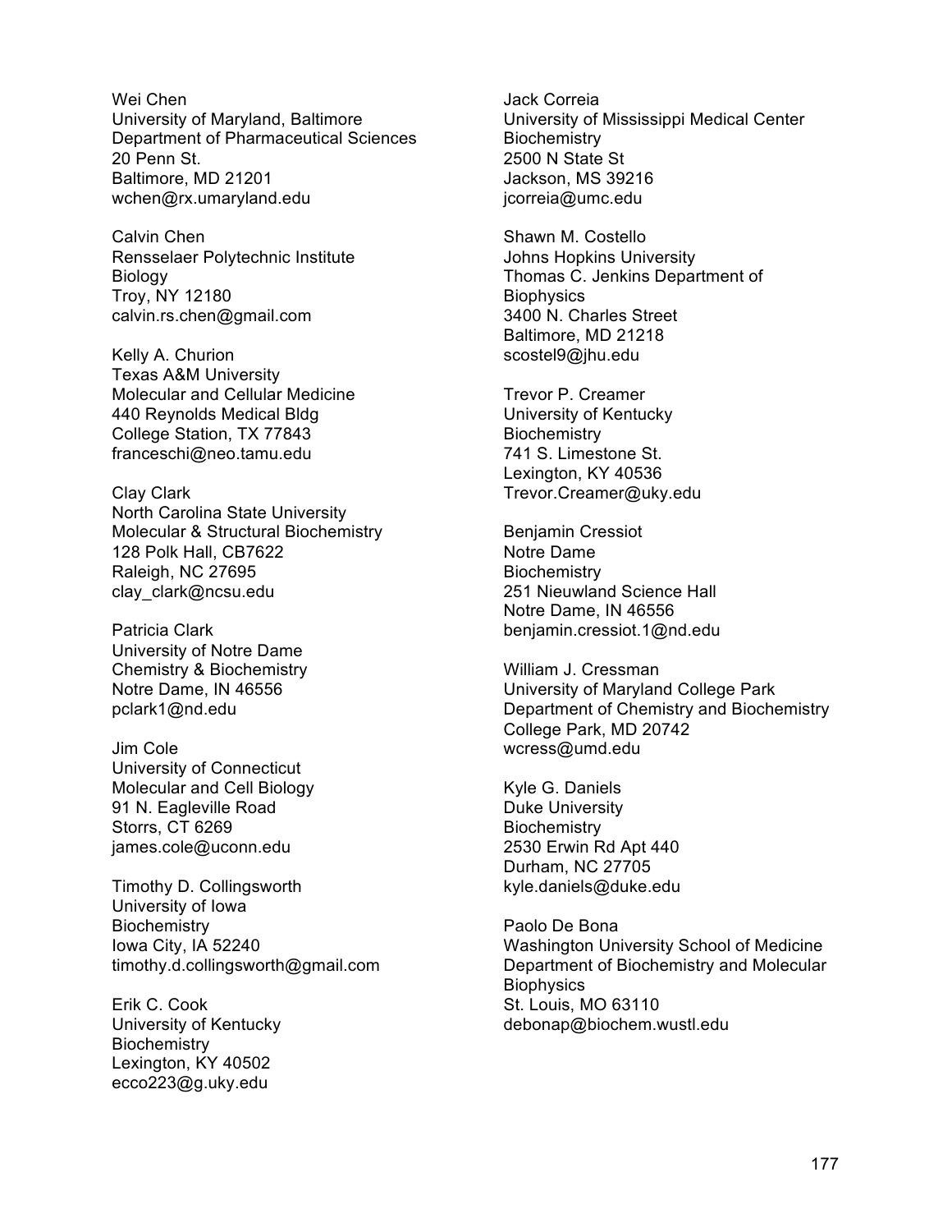Wei Chen
University of Maryland, Baltimore
Department of Pharmaceutical Sciences
20 Penn St.
Baltimore, MD 21201
wchen@rx.umaryland.edu

Calvin Chen
Rensselaer Polytechnic Institute
Biology
Troy, NY 12180
calvin.rs.chen@gmail.com

Kelly A. Churion
Texas A&M University
Molecular and Cellular Medicine
440 Reynolds Medical Bldg
College Station, TX 77843
franceschi@neo.tamu.edu

Clay Clark
North Carolina State University
Molecular & Structural Biochemistry
128 Polk Hall, CB7622
Raleigh, NC 27695
clay_clark@ncsu.edu

Patricia Clark
University of Notre Dame
Chemistry & Biochemistry
Notre Dame, IN 46556
pclark1@nd.edu

Jim Cole
University of Connecticut
Molecular and Cell Biology
91 N. Eagleville Road
Storrs, CT 6269
james.cole@uconn.edu

Timothy D. Collingsworth
University of Iowa
Biochemistry
Iowa City, IA 52240
timothy.d.collingsworth@gmail.com

Erik C. Cook
University of Kentucky
Biochemistry
Lexington, KY 40502
ecco223@g.uky.edu

Jack Correia
University of Mississippi Medical Center
Biochemistry
2500 N State St
Jackson, MS 39216
jcorreia@umc.edu

Shawn M. Costello
Johns Hopkins University
Thomas C. Jenkins Department of Biophysics
3400 N. Charles Street
Baltimore, MD 21218
scostel9@jhu.edu

Trevor P. Creamer
University of Kentucky
Biochemistry
741 S. Limestone St.
Lexington, KY 40536
Trevor.Creamer@uky.edu

Benjamin Cressiot
Notre Dame
Biochemistry
251 Nieuwland Science Hall
Notre Dame, IN 46556
benjamin.cressiot.1@nd.edu

William J. Cressman
University of Maryland College Park
Department of Chemistry and Biochemistry
College Park, MD 20742
wcress@umd.edu

Kyle G. Daniels
Duke University
Biochemistry
2530 Erwin Rd Apt 440
Durham, NC 27705
kyle.daniels@duke.edu

Paolo De Bona
Washington University School of Medicine
Department of Biochemistry and Molecular Biophysics
St. Louis, MO 63110
debonap@biochem.wustl.edu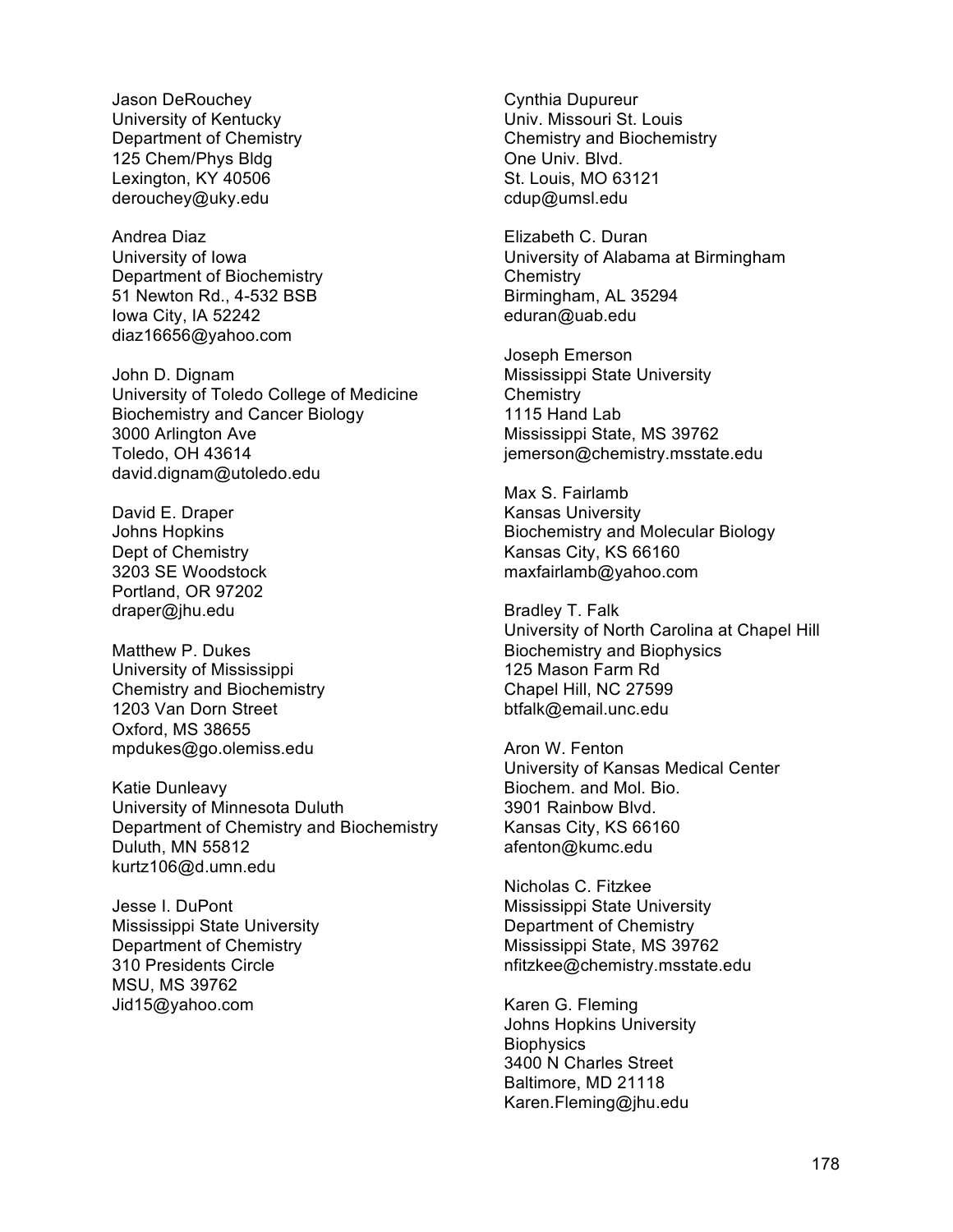Jason DeRouchey
University of Kentucky
Department of Chemistry
125 Chem/Phys Bldg
Lexington, KY 40506
derouchey@uky.edu

Andrea Diaz
University of Iowa
Department of Biochemistry
51 Newton Rd., 4-532 BSB
Iowa City, IA 52242
diaz16656@yahoo.com

John D. Dignam
University of Toledo College of Medicine
Biochemistry and Cancer Biology
3000 Arlington Ave
Toledo, OH 43614
david.dignam@utoledo.edu

David E. Draper
Johns Hopkins
Dept of Chemistry
3203 SE Woodstock
Portland, OR 97202
draper@jhu.edu

Matthew P. Dukes
University of Mississippi
Chemistry and Biochemistry
1203 Van Dorn Street
Oxford, MS 38655
mpdukes@go.olemiss.edu

Katie Dunleavy
University of Minnesota Duluth
Department of Chemistry and Biochemistry
Duluth, MN 55812
kurtz106@d.umn.edu

Jesse I. DuPont
Mississippi State University
Department of Chemistry
310 Presidents Circle
MSU, MS 39762
Jid15@yahoo.com

Cynthia Dupureur
Univ. Missouri St. Louis
Chemistry and Biochemistry
One Univ. Blvd.
St. Louis, MO 63121
cdup@umsl.edu

Elizabeth C. Duran
University of Alabama at Birmingham
Chemistry
Birmingham, AL 35294
eduran@uab.edu

Joseph Emerson
Mississippi State University
Chemistry
1115 Hand Lab
Mississippi State, MS 39762
jemerson@chemistry.msstate.edu

Max S. Fairlamb
Kansas University
Biochemistry and Molecular Biology
Kansas City, KS 66160
maxfairlamb@yahoo.com

Bradley T. Falk
University of North Carolina at Chapel Hill
Biochemistry and Biophysics
125 Mason Farm Rd
Chapel Hill, NC 27599
btfalk@email.unc.edu

Aron W. Fenton
University of Kansas Medical Center
Biochem. and Mol. Bio.
3901 Rainbow Blvd.
Kansas City, KS 66160
afenton@kumc.edu

Nicholas C. Fitzkee
Mississippi State University
Department of Chemistry
Mississippi State, MS 39762
nfitzkee@chemistry.msstate.edu

Karen G. Fleming
Johns Hopkins University
Biophysics
3400 N Charles Street
Baltimore, MD 21118
Karen.Fleming@jhu.edu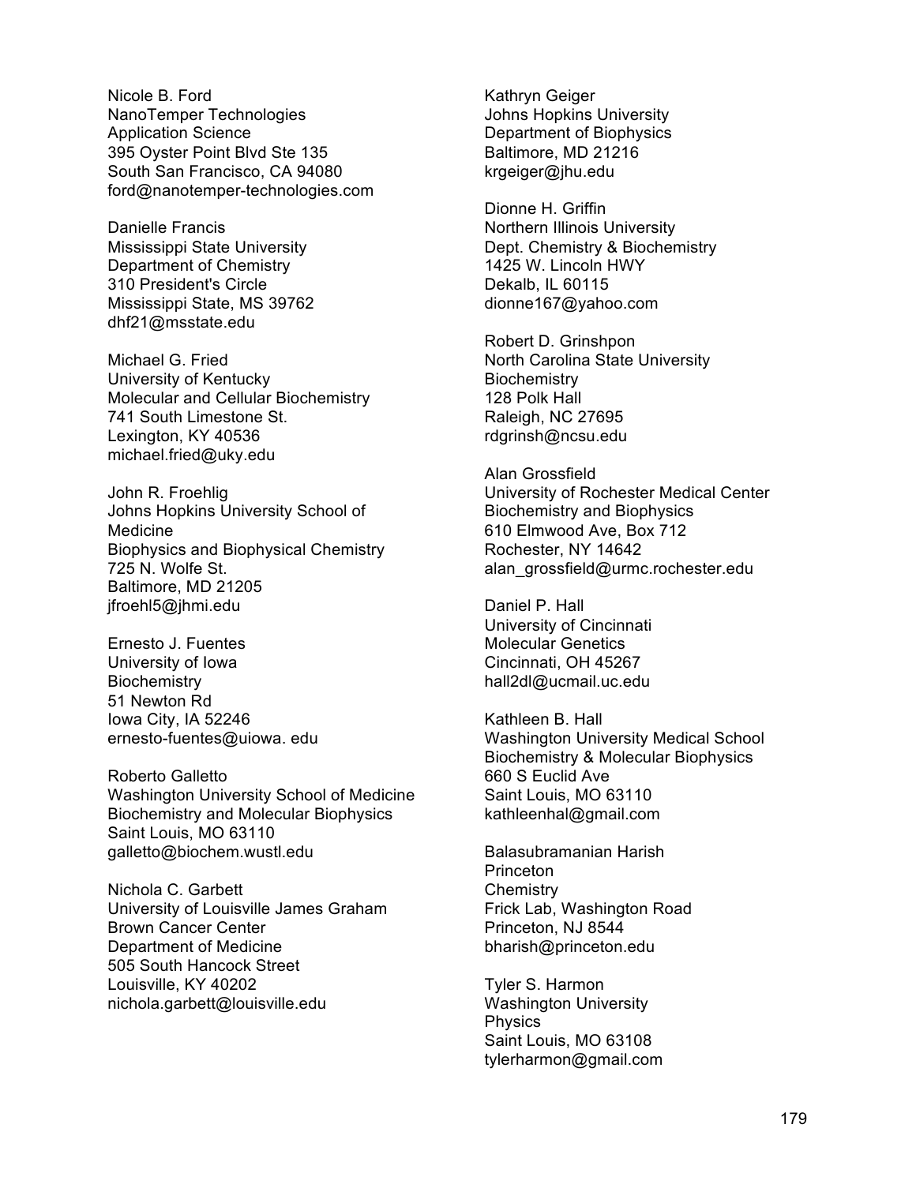Nicole B. Ford
NanoTemper Technologies
Application Science
395 Oyster Point Blvd Ste 135
South San Francisco, CA 94080
ford@nanotemper-technologies.com

Danielle Francis
Mississippi State University
Department of Chemistry
310 President's Circle
Mississippi State, MS 39762
dhf21@msstate.edu

Michael G. Fried
University of Kentucky
Molecular and Cellular Biochemistry
741 South Limestone St.
Lexington, KY 40536
michael.fried@uky.edu

John R. Froehlig
Johns Hopkins University School of Medicine
Biophysics and Biophysical Chemistry
725 N. Wolfe St.
Baltimore, MD 21205
jfroehl5@jhmi.edu

Ernesto J. Fuentes
University of Iowa
Biochemistry
51 Newton Rd
Iowa City, IA 52246
ernesto-fuentes@uiowa. edu

Roberto Galletto
Washington University School of Medicine
Biochemistry and Molecular Biophysics
Saint Louis, MO 63110
galletto@biochem.wustl.edu

Nichola C. Garbett
University of Louisville James Graham Brown Cancer Center
Department of Medicine
505 South Hancock Street
Louisville, KY 40202
nichola.garbett@louisville.edu

Kathryn Geiger
Johns Hopkins University
Department of Biophysics
Baltimore, MD 21216
krgeiger@jhu.edu

Dionne H. Griffin
Northern Illinois University
Dept. Chemistry & Biochemistry
1425 W. Lincoln HWY
Dekalb, IL 60115
dionne167@yahoo.com

Robert D. Grinshpon
North Carolina State University
Biochemistry
128 Polk Hall
Raleigh, NC 27695
rdgrinsh@ncsu.edu

Alan Grossfield
University of Rochester Medical Center
Biochemistry and Biophysics
610 Elmwood Ave, Box 712
Rochester, NY 14642
alan_grossfield@urmc.rochester.edu

Daniel P. Hall
University of Cincinnati
Molecular Genetics
Cincinnati, OH 45267
hall2dl@ucmail.uc.edu

Kathleen B. Hall
Washington University Medical School
Biochemistry & Molecular Biophysics
660 S Euclid Ave
Saint Louis, MO 63110
kathleenhal@gmail.com

Balasubramanian Harish
Princeton
Chemistry
Frick Lab, Washington Road
Princeton, NJ 8544
bharish@princeton.edu

Tyler S. Harmon
Washington University
Physics
Saint Louis, MO 63108
tylerharmon@gmail.com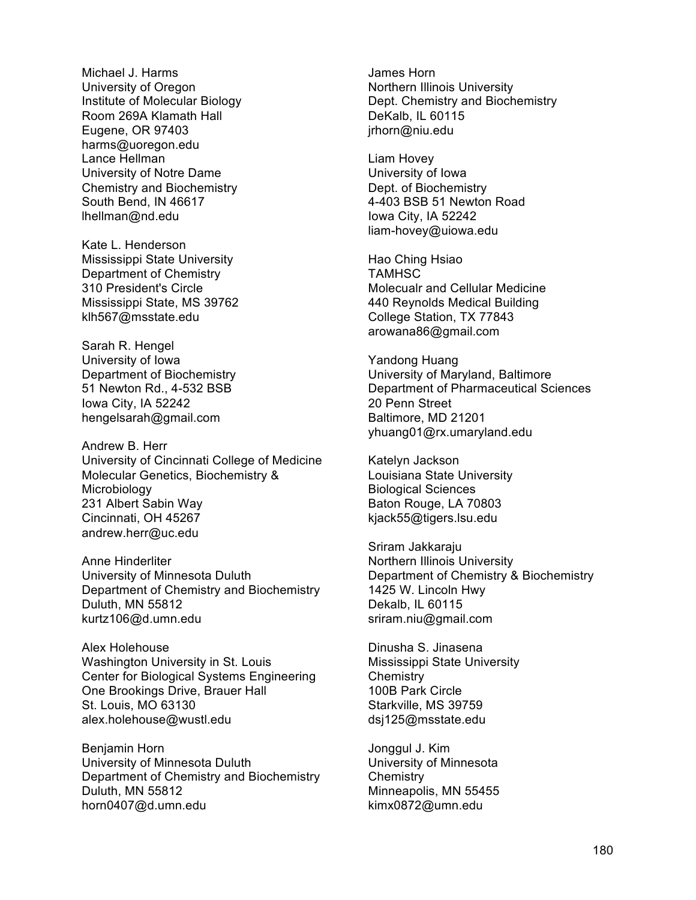Michael J. Harms
University of Oregon
Institute of Molecular Biology
Room 269A Klamath Hall
Eugene, OR 97403
harms@uoregon.edu
Lance Hellman
University of Notre Dame
Chemistry and Biochemistry
South Bend, IN 46617
lhellman@nd.edu

Kate L. Henderson
Mississippi State University
Department of Chemistry
310 President's Circle
Mississippi State, MS 39762
klh567@msstate.edu

Sarah R. Hengel
University of Iowa
Department of Biochemistry
51 Newton Rd., 4-532 BSB
Iowa City, IA 52242
hengelsarah@gmail.com

Andrew B. Herr
University of Cincinnati College of Medicine
Molecular Genetics, Biochemistry & Microbiology
231 Albert Sabin Way
Cincinnati, OH 45267
andrew.herr@uc.edu

Anne Hinderliter
University of Minnesota Duluth
Department of Chemistry and Biochemistry
Duluth, MN 55812
kurtz106@d.umn.edu

Alex Holehouse
Washington University in St. Louis
Center for Biological Systems Engineering
One Brookings Drive, Brauer Hall
St. Louis, MO 63130
alex.holehouse@wustl.edu

Benjamin Horn
University of Minnesota Duluth
Department of Chemistry and Biochemistry
Duluth, MN 55812
horn0407@d.umn.edu

James Horn
Northern Illinois University
Dept. Chemistry and Biochemistry
DeKalb, IL 60115
jrhorn@niu.edu

Liam Hovey
University of Iowa
Dept. of Biochemistry
4-403 BSB 51 Newton Road
Iowa City, IA 52242
liam-hovey@uiowa.edu

Hao Ching Hsiao
TAMHSC
Molecualr and Cellular Medicine
440 Reynolds Medical Building
College Station, TX 77843
arowana86@gmail.com

Yandong Huang
University of Maryland, Baltimore
Department of Pharmaceutical Sciences
20 Penn Street
Baltimore, MD 21201
yhuang01@rx.umaryland.edu

Katelyn Jackson
Louisiana State University
Biological Sciences
Baton Rouge, LA 70803
kjack55@tigers.lsu.edu

Sriram Jakkaraju
Northern Illinois University
Department of Chemistry & Biochemistry
1425 W. Lincoln Hwy
Dekalb, IL 60115
sriram.niu@gmail.com

Dinusha S. Jinasena
Mississippi State University
Chemistry
100B Park Circle
Starkville, MS 39759
dsj125@msstate.edu

Jonggul J. Kim
University of Minnesota
Chemistry
Minneapolis, MN 55455
kimx0872@umn.edu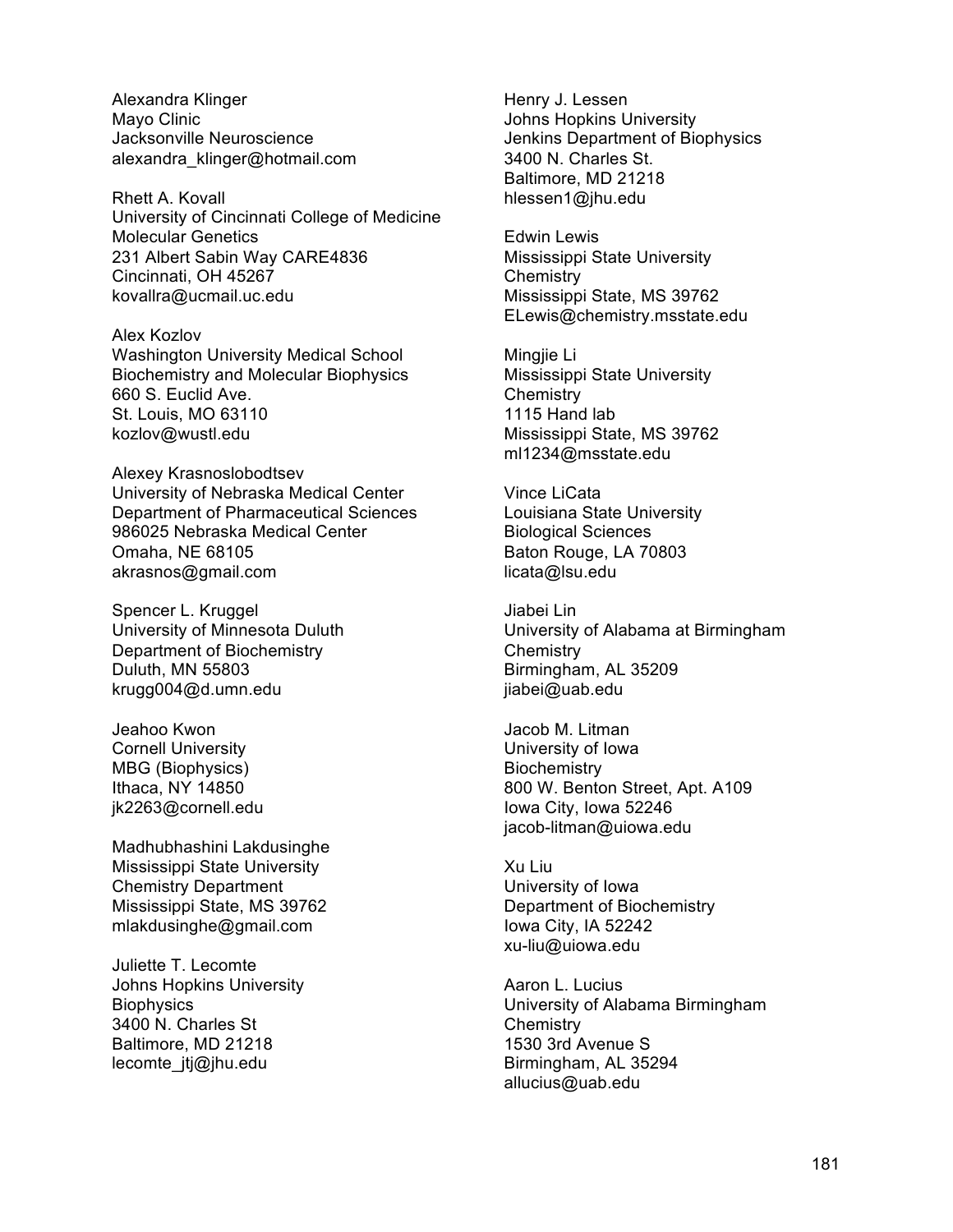Alexandra Klinger
Mayo Clinic
Jacksonville Neuroscience
alexandra_klinger@hotmail.com

Rhett A. Kovall
University of Cincinnati College of Medicine
Molecular Genetics
231 Albert Sabin Way CARE4836
Cincinnati, OH 45267
kovallra@ucmail.uc.edu

Alex Kozlov
Washington University Medical School
Biochemistry and Molecular Biophysics
660 S. Euclid Ave.
St. Louis, MO 63110
kozlov@wustl.edu

Alexey Krasnoslobodtsev
University of Nebraska Medical Center
Department of Pharmaceutical Sciences
986025 Nebraska Medical Center
Omaha, NE 68105
akrasnos@gmail.com

Spencer L. Kruggel
University of Minnesota Duluth
Department of Biochemistry
Duluth, MN 55803
krugg004@d.umn.edu

Jeahoo Kwon
Cornell University
MBG (Biophysics)
Ithaca, NY 14850
jk2263@cornell.edu

Madhubhashini Lakdusinghe
Mississippi State University
Chemistry Department
Mississippi State, MS 39762
mlakdusinghe@gmail.com

Juliette T. Lecomte
Johns Hopkins University
Biophysics
3400 N. Charles St
Baltimore, MD 21218
lecomte_jtj@jhu.edu

Henry J. Lessen
Johns Hopkins University
Jenkins Department of Biophysics
3400 N. Charles St.
Baltimore, MD 21218
hlessen1@jhu.edu

Edwin Lewis
Mississippi State University
Chemistry
Mississippi State, MS 39762
ELewis@chemistry.msstate.edu

Mingjie Li
Mississippi State University
Chemistry
1115 Hand lab
Mississippi State, MS 39762
ml1234@msstate.edu

Vince LiCata
Louisiana State University
Biological Sciences
Baton Rouge, LA 70803
licata@lsu.edu

Jiabei Lin
University of Alabama at Birmingham
Chemistry
Birmingham, AL 35209
jiabei@uab.edu

Jacob M. Litman
University of Iowa
Biochemistry
800 W. Benton Street, Apt. A109
Iowa City, Iowa 52246
jacob-litman@uiowa.edu

Xu Liu
University of Iowa
Department of Biochemistry
Iowa City, IA 52242
xu-liu@uiowa.edu

Aaron L. Lucius
University of Alabama Birmingham
Chemistry
1530 3rd Avenue S
Birmingham, AL 35294
allucius@uab.edu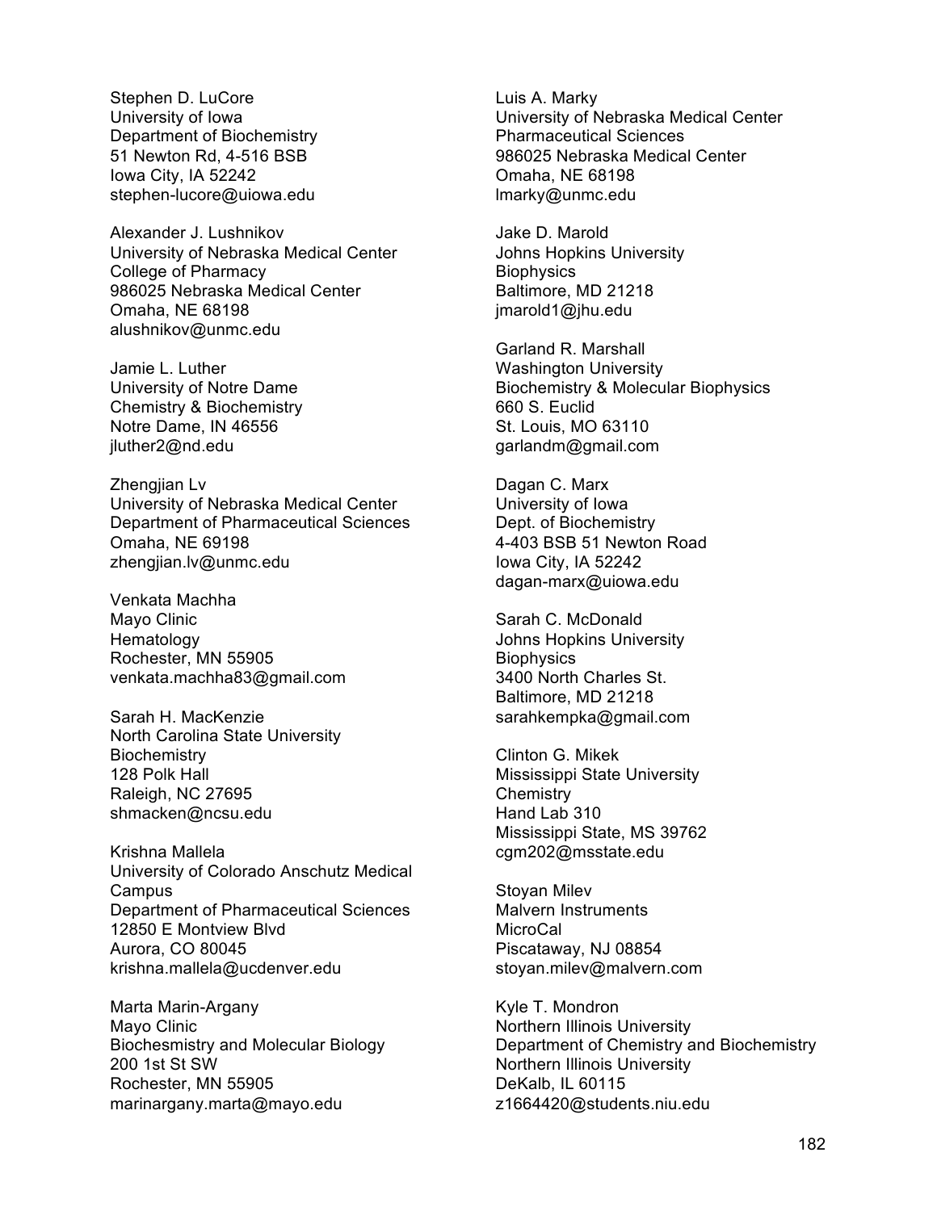Stephen D. LuCore
University of Iowa
Department of Biochemistry
51 Newton Rd, 4-516 BSB
Iowa City, IA 52242
stephen-lucore@uiowa.edu

Alexander J. Lushnikov
University of Nebraska Medical Center
College of Pharmacy
986025 Nebraska Medical Center
Omaha, NE 68198
alushnikov@unmc.edu

Jamie L. Luther
University of Notre Dame
Chemistry & Biochemistry
Notre Dame, IN 46556
jluther2@nd.edu

Zhengjian Lv
University of Nebraska Medical Center
Department of Pharmaceutical Sciences
Omaha, NE 69198
zhengjian.lv@unmc.edu

Venkata Machha
Mayo Clinic
Hematology
Rochester, MN 55905
venkata.machha83@gmail.com

Sarah H. MacKenzie
North Carolina State University
Biochemistry
128 Polk Hall
Raleigh, NC 27695
shmacken@ncsu.edu

Krishna Mallela
University of Colorado Anschutz Medical Campus
Department of Pharmaceutical Sciences
12850 E Montview Blvd
Aurora, CO 80045
krishna.mallela@ucdenver.edu

Marta Marin-Argany
Mayo Clinic
Biochesmistry and Molecular Biology
200 1st St SW
Rochester, MN 55905
marinargany.marta@mayo.edu

Luis A. Marky
University of Nebraska Medical Center
Pharmaceutical Sciences
986025 Nebraska Medical Center
Omaha, NE 68198
lmarky@unmc.edu

Jake D. Marold
Johns Hopkins University
Biophysics
Baltimore, MD 21218
jmarold1@jhu.edu

Garland R. Marshall
Washington University
Biochemistry & Molecular Biophysics
660 S. Euclid
St. Louis, MO 63110
garlandm@gmail.com

Dagan C. Marx
University of Iowa
Dept. of Biochemistry
4-403 BSB 51 Newton Road
Iowa City, IA 52242
dagan-marx@uiowa.edu

Sarah C. McDonald
Johns Hopkins University
Biophysics
3400 North Charles St.
Baltimore, MD 21218
sarahkempka@gmail.com

Clinton G. Mikek
Mississippi State University
Chemistry
Hand Lab 310
Mississippi State, MS 39762
cgm202@msstate.edu

Stoyan Milev
Malvern Instruments
MicroCal
Piscataway, NJ 08854
stoyan.milev@malvern.com

Kyle T. Mondron
Northern Illinois University
Department of Chemistry and Biochemistry
Northern Illinois University
DeKalb, IL 60115
z1664420@students.niu.edu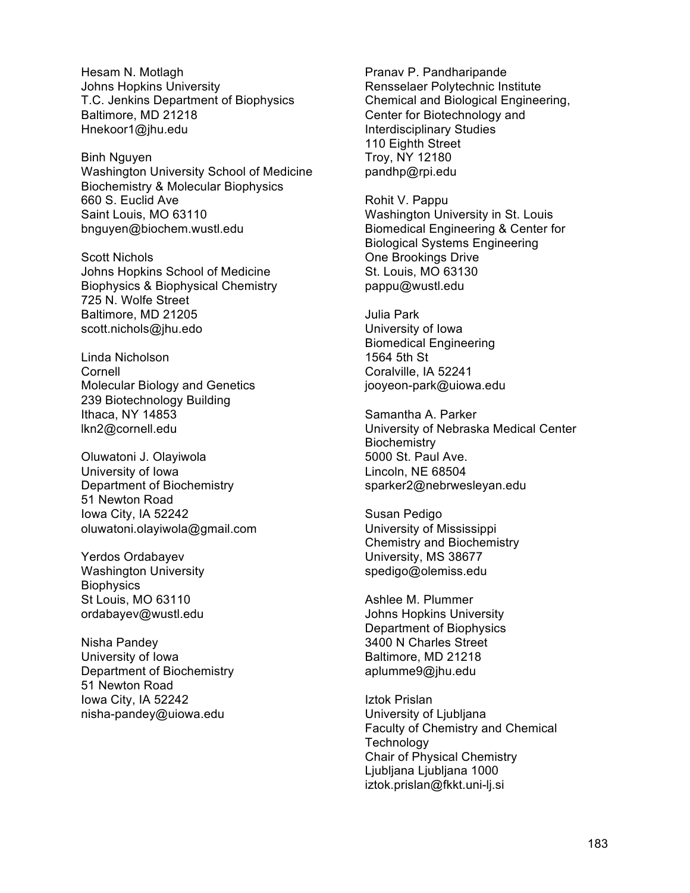Hesam N. Motlagh
Johns Hopkins University
T.C. Jenkins Department of Biophysics
Baltimore, MD 21218
Hnekoor1@jhu.edu

Binh Nguyen
Washington University School of Medicine
Biochemistry & Molecular Biophysics
660 S. Euclid Ave
Saint Louis, MO 63110
bnguyen@biochem.wustl.edu

Scott Nichols
Johns Hopkins School of Medicine
Biophysics & Biophysical Chemistry
725 N. Wolfe Street
Baltimore, MD 21205
scott.nichols@jhu.edo

Linda Nicholson
Cornell
Molecular Biology and Genetics
239 Biotechnology Building
Ithaca, NY 14853
lkn2@cornell.edu

Oluwatoni J. Olayiwola
University of Iowa
Department of Biochemistry
51 Newton Road
Iowa City, IA 52242
oluwatoni.olayiwola@gmail.com

Yerdos Ordabayev
Washington University
Biophysics
St Louis, MO 63110
ordabayev@wustl.edu

Nisha Pandey
University of Iowa
Department of Biochemistry
51 Newton Road
Iowa City, IA 52242
nisha-pandey@uiowa.edu

Pranav P. Pandharipande
Rensselaer Polytechnic Institute
Chemical and Biological Engineering,
Center for Biotechnology and
Interdisciplinary Studies
110 Eighth Street
Troy, NY 12180
pandhp@rpi.edu

Rohit V. Pappu
Washington University in St. Louis
Biomedical Engineering & Center for
Biological Systems Engineering
One Brookings Drive
St. Louis, MO 63130
pappu@wustl.edu

Julia Park
University of Iowa
Biomedical Engineering
1564 5th St
Coralville, IA 52241
jooyeon-park@uiowa.edu

Samantha A. Parker
University of Nebraska Medical Center
Biochemistry
5000 St. Paul Ave.
Lincoln, NE 68504
sparker2@nebrwesleyan.edu

Susan Pedigo
University of Mississippi
Chemistry and Biochemistry
University, MS 38677
spedigo@olemiss.edu

Ashlee M. Plummer
Johns Hopkins University
Department of Biophysics
3400 N Charles Street
Baltimore, MD 21218
aplumme9@jhu.edu

Iztok Prislan
University of Ljubljana
Faculty of Chemistry and Chemical
Technology
Chair of Physical Chemistry
Ljubljana Ljubljana 1000
iztok.prislan@fkkt.uni-lj.si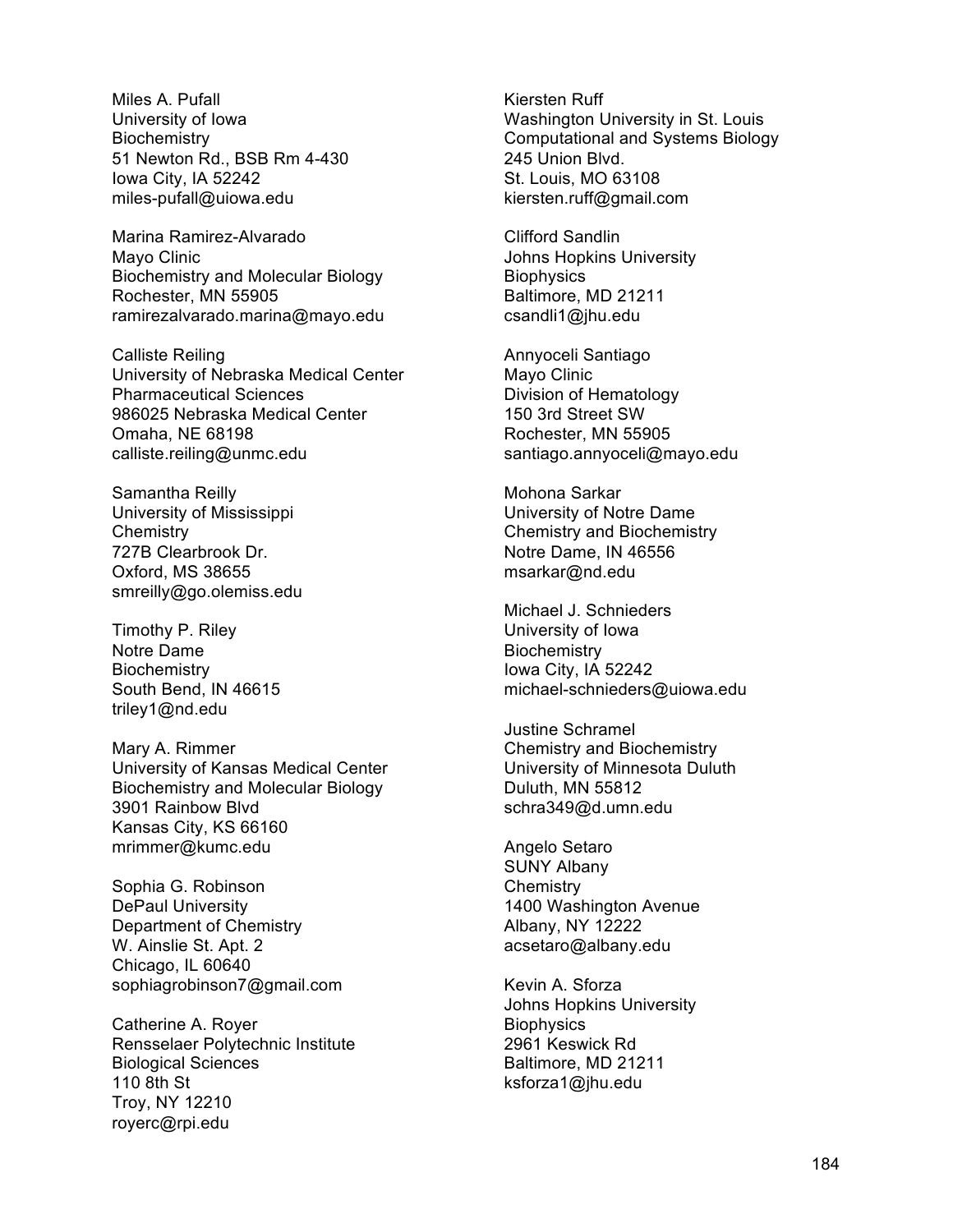Miles A. Pufall
University of Iowa
Biochemistry
51 Newton Rd., BSB Rm 4-430
Iowa City, IA 52242
miles-pufall@uiowa.edu

Marina Ramirez-Alvarado
Mayo Clinic
Biochemistry and Molecular Biology
Rochester, MN 55905
ramirezalvarado.marina@mayo.edu

Calliste Reiling
University of Nebraska Medical Center
Pharmaceutical Sciences
986025 Nebraska Medical Center
Omaha, NE 68198
calliste.reiling@unmc.edu

Samantha Reilly
University of Mississippi
Chemistry
727B Clearbrook Dr.
Oxford, MS 38655
smreilly@go.olemiss.edu

Timothy P. Riley
Notre Dame
Biochemistry
South Bend, IN 46615
triley1@nd.edu

Mary A. Rimmer
University of Kansas Medical Center
Biochemistry and Molecular Biology
3901 Rainbow Blvd
Kansas City, KS 66160
mrimmer@kumc.edu

Sophia G. Robinson
DePaul University
Department of Chemistry
W. Ainslie St. Apt. 2
Chicago, IL 60640
sophiagrobinson7@gmail.com

Catherine A. Royer
Rensselaer Polytechnic Institute
Biological Sciences
110 8th St
Troy, NY 12210
royerc@rpi.edu

Kiersten Ruff
Washington University in St. Louis
Computational and Systems Biology
245 Union Blvd.
St. Louis, MO 63108
kiersten.ruff@gmail.com

Clifford Sandlin
Johns Hopkins University
Biophysics
Baltimore, MD 21211
csandli1@jhu.edu

Annyoceli Santiago
Mayo Clinic
Division of Hematology
150 3rd Street SW
Rochester, MN 55905
santiago.annyoceli@mayo.edu

Mohona Sarkar
University of Notre Dame
Chemistry and Biochemistry
Notre Dame, IN 46556
msarkar@nd.edu

Michael J. Schnieders
University of Iowa
Biochemistry
Iowa City, IA 52242
michael-schnieders@uiowa.edu

Justine Schramel
Chemistry and Biochemistry
University of Minnesota Duluth
Duluth, MN 55812
schra349@d.umn.edu

Angelo Setaro
SUNY Albany
Chemistry
1400 Washington Avenue
Albany, NY 12222
acsetaro@albany.edu

Kevin A. Sforza
Johns Hopkins University
Biophysics
2961 Keswick Rd
Baltimore, MD 21211
ksforza1@jhu.edu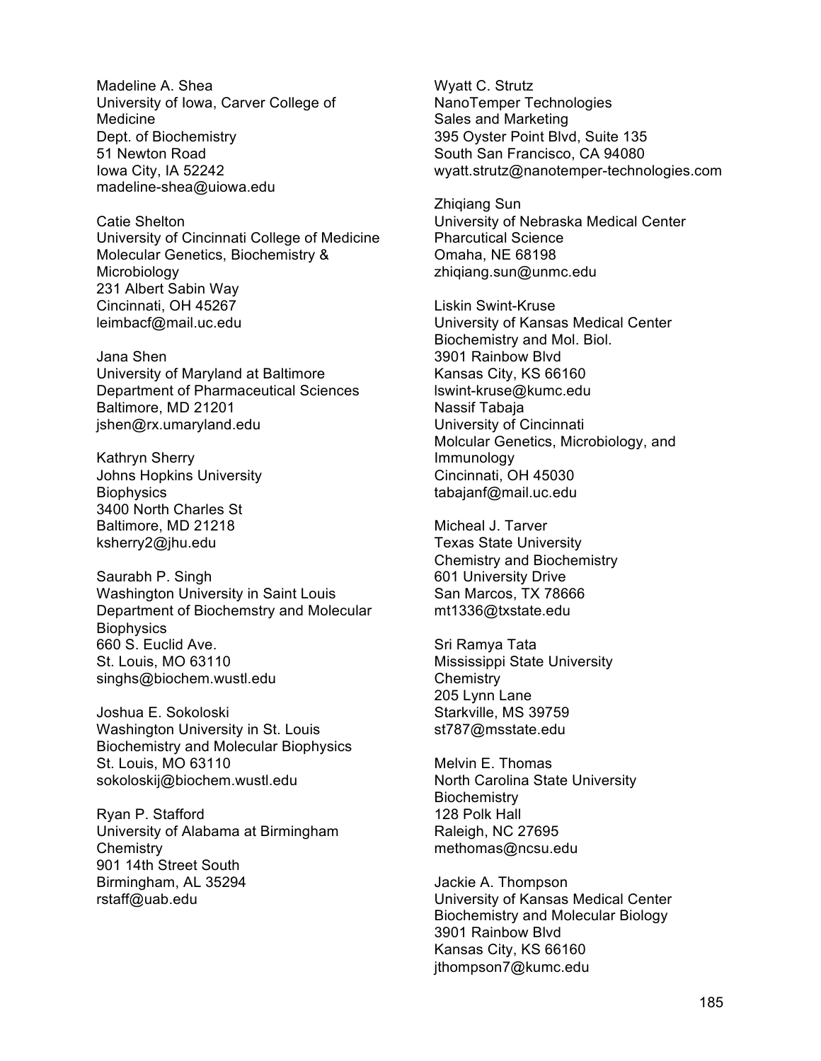Madeline A. Shea
University of Iowa, Carver College of Medicine
Dept. of Biochemistry
51 Newton Road
Iowa City, IA 52242
madeline-shea@uiowa.edu

Catie Shelton
University of Cincinnati College of Medicine
Molecular Genetics, Biochemistry & Microbiology
231 Albert Sabin Way
Cincinnati, OH 45267
leimbacf@mail.uc.edu

Jana Shen
University of Maryland at Baltimore
Department of Pharmaceutical Sciences
Baltimore, MD 21201
jshen@rx.umaryland.edu

Kathryn Sherry
Johns Hopkins University
Biophysics
3400 North Charles St
Baltimore, MD 21218
ksherry2@jhu.edu

Saurabh P. Singh
Washington University in Saint Louis
Department of Biochemstry and Molecular Biophysics
660 S. Euclid Ave.
St. Louis, MO 63110
singhs@biochem.wustl.edu

Joshua E. Sokoloski
Washington University in St. Louis
Biochemistry and Molecular Biophysics
St. Louis, MO 63110
sokoloskij@biochem.wustl.edu

Ryan P. Stafford
University of Alabama at Birmingham
Chemistry
901 14th Street South
Birmingham, AL 35294
rstaff@uab.edu

Wyatt C. Strutz
NanoTemper Technologies
Sales and Marketing
395 Oyster Point Blvd, Suite 135
South San Francisco, CA 94080
wyatt.strutz@nanotemper-technologies.com

Zhiqiang Sun
University of Nebraska Medical Center
Pharcutical Science
Omaha, NE 68198
zhiqiang.sun@unmc.edu

Liskin Swint-Kruse
University of Kansas Medical Center
Biochemistry and Mol. Biol.
3901 Rainbow Blvd
Kansas City, KS 66160
lswint-kruse@kumc.edu

Nassif Tabaja
University of Cincinnati
Molcular Genetics, Microbiology, and Immunology
Cincinnati, OH 45030
tabajanf@mail.uc.edu

Micheal J. Tarver
Texas State University
Chemistry and Biochemistry
601 University Drive
San Marcos, TX 78666
mt1336@txstate.edu

Sri Ramya Tata
Mississippi State University
Chemistry
205 Lynn Lane
Starkville, MS 39759
st787@msstate.edu

Melvin E. Thomas
North Carolina State University
Biochemistry
128 Polk Hall
Raleigh, NC 27695
methomas@ncsu.edu

Jackie A. Thompson
University of Kansas Medical Center
Biochemistry and Molecular Biology
3901 Rainbow Blvd
Kansas City, KS 66160
jthompson7@kumc.edu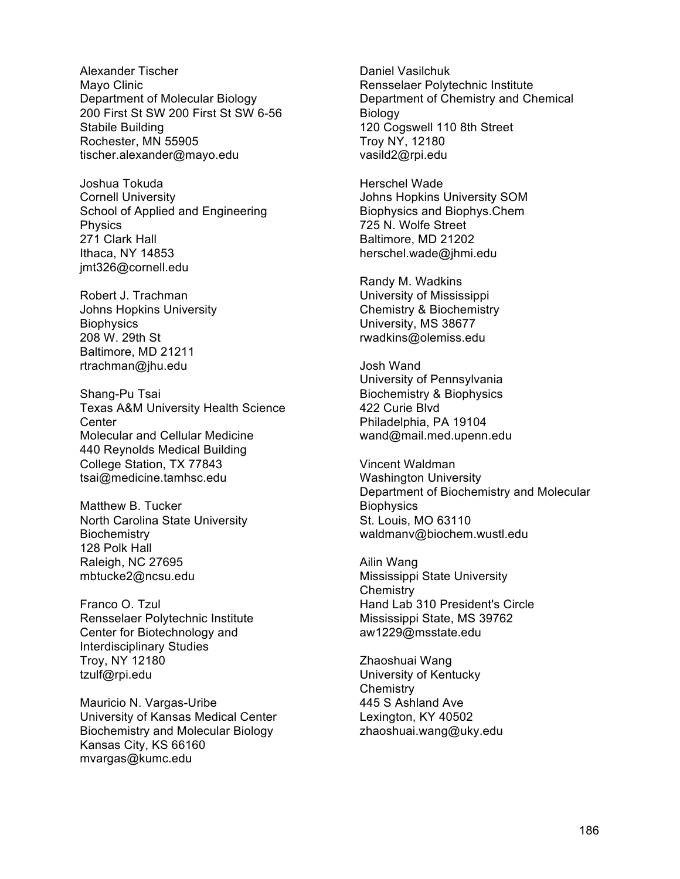Alexander Tischer
Mayo Clinic
Department of Molecular Biology
200 First St SW 200 First St SW 6-56
Stabile Building
Rochester, MN 55905
tischer.alexander@mayo.edu

Joshua Tokuda
Cornell University
School of Applied and Engineering
Physics
271 Clark Hall
Ithaca, NY 14853
jmt326@cornell.edu

Robert J. Trachman
Johns Hopkins University
Biophysics
208 W. 29th St
Baltimore, MD 21211
rtrachman@jhu.edu

Shang-Pu Tsai
Texas A&M University Health Science
Center
Molecular and Cellular Medicine
440 Reynolds Medical Building
College Station, TX 77843
tsai@medicine.tamhsc.edu

Matthew B. Tucker
North Carolina State University
Biochemistry
128 Polk Hall
Raleigh, NC 27695
mbtucke2@ncsu.edu

Franco O. Tzul
Rensselaer Polytechnic Institute
Center for Biotechnology and
Interdisciplinary Studies
Troy, NY 12180
tzulf@rpi.edu

Mauricio N. Vargas-Uribe
University of Kansas Medical Center
Biochemistry and Molecular Biology
Kansas City, KS 66160
mvargas@kumc.edu

Daniel Vasilchuk
Rensselaer Polytechnic Institute
Department of Chemistry and Chemical
Biology
120 Cogswell 110 8th Street
Troy NY, 12180
vasild2@rpi.edu

Herschel Wade
Johns Hopkins University SOM
Biophysics and Biophys.Chem
725 N. Wolfe Street
Baltimore, MD 21202
herschel.wade@jhmi.edu

Randy M. Wadkins
University of Mississippi
Chemistry & Biochemistry
University, MS 38677
rwadkins@olemiss.edu

Josh Wand
University of Pennsylvania
Biochemistry & Biophysics
422 Curie Blvd
Philadelphia, PA 19104
wand@mail.med.upenn.edu

Vincent Waldman
Washington University
Department of Biochemistry and Molecular
Biophysics
St. Louis, MO 63110
waldmanv@biochem.wustl.edu

Ailin Wang
Mississippi State University
Chemistry
Hand Lab 310 President's Circle
Mississippi State, MS 39762
aw1229@msstate.edu

Zhaoshuai Wang
University of Kentucky
Chemistry
445 S Ashland Ave
Lexington, KY 40502
zhaoshuai.wang@uky.edu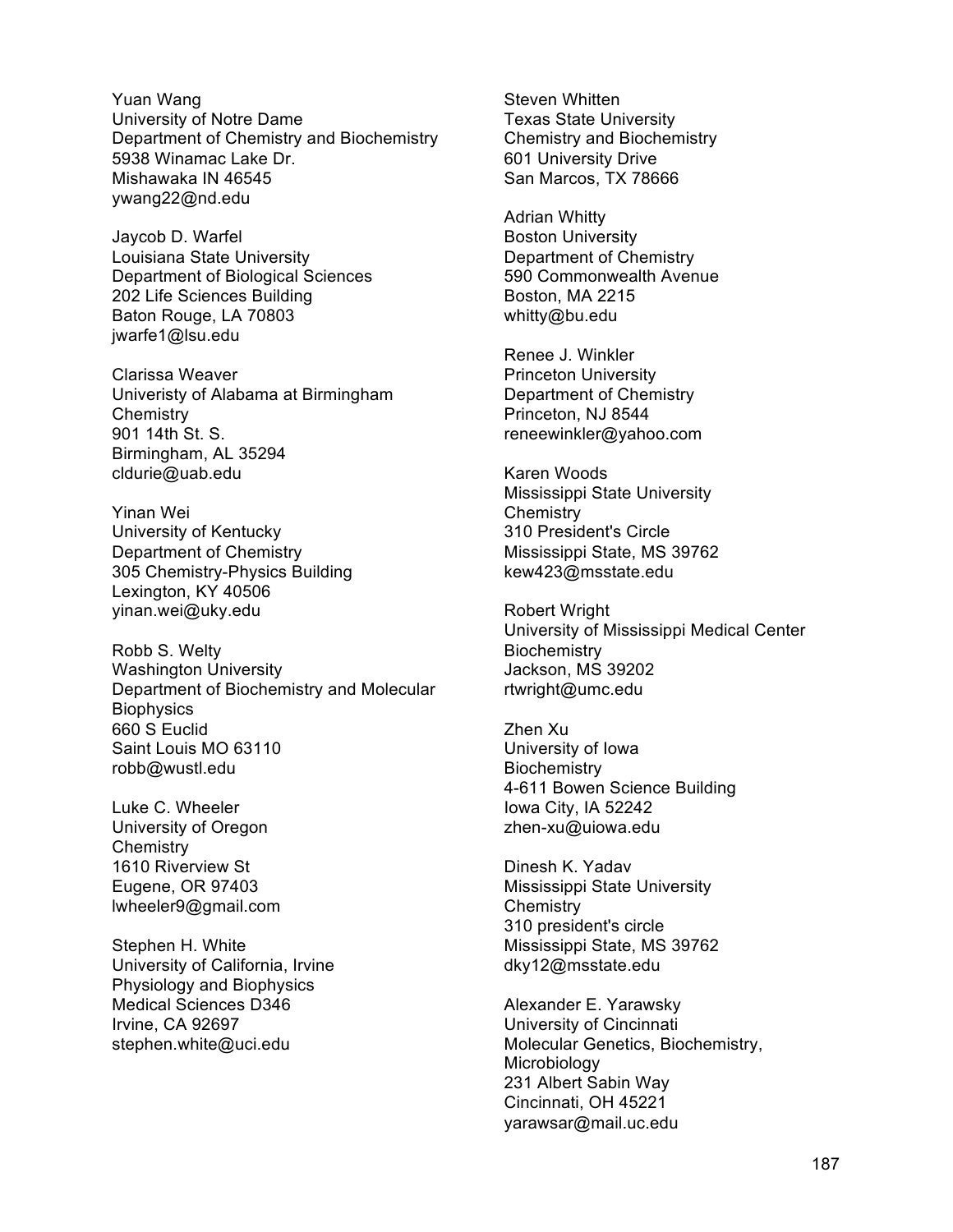Yuan Wang
University of Notre Dame
Department of Chemistry and Biochemistry
5938 Winamac Lake Dr.
Mishawaka IN 46545
ywang22@nd.edu

Jaycob D. Warfel
Louisiana State University
Department of Biological Sciences
202 Life Sciences Building
Baton Rouge, LA 70803
jwarfe1@lsu.edu

Clarissa Weaver
Univeristy of Alabama at Birmingham
Chemistry
901 14th St. S.
Birmingham, AL 35294
cldurie@uab.edu

Yinan Wei
University of Kentucky
Department of Chemistry
305 Chemistry-Physics Building
Lexington, KY 40506
yinan.wei@uky.edu

Robb S. Welty
Washington University
Department of Biochemistry and Molecular Biophysics
660 S Euclid
Saint Louis MO 63110
robb@wustl.edu

Luke C. Wheeler
University of Oregon
Chemistry
1610 Riverview St
Eugene, OR 97403
lwheeler9@gmail.com

Stephen H. White
University of California, Irvine
Physiology and Biophysics
Medical Sciences D346
Irvine, CA 92697
stephen.white@uci.edu

Steven Whitten
Texas State University
Chemistry and Biochemistry
601 University Drive
San Marcos, TX 78666

Adrian Whitty
Boston University
Department of Chemistry
590 Commonwealth Avenue
Boston, MA 2215
whitty@bu.edu

Renee J. Winkler
Princeton University
Department of Chemistry
Princeton, NJ 8544
reneewinkler@yahoo.com

Karen Woods
Mississippi State University
Chemistry
310 President's Circle
Mississippi State, MS 39762
kew423@msstate.edu

Robert Wright
University of Mississippi Medical Center
Biochemistry
Jackson, MS 39202
rtwright@umc.edu

Zhen Xu
University of Iowa
Biochemistry
4-611 Bowen Science Building
Iowa City, IA 52242
zhen-xu@uiowa.edu

Dinesh K. Yadav
Mississippi State University
Chemistry
310 president's circle
Mississippi State, MS 39762
dky12@msstate.edu

Alexander E. Yarawsky
University of Cincinnati
Molecular Genetics, Biochemistry, Microbiology
231 Albert Sabin Way
Cincinnati, OH 45221
yarawsar@mail.uc.edu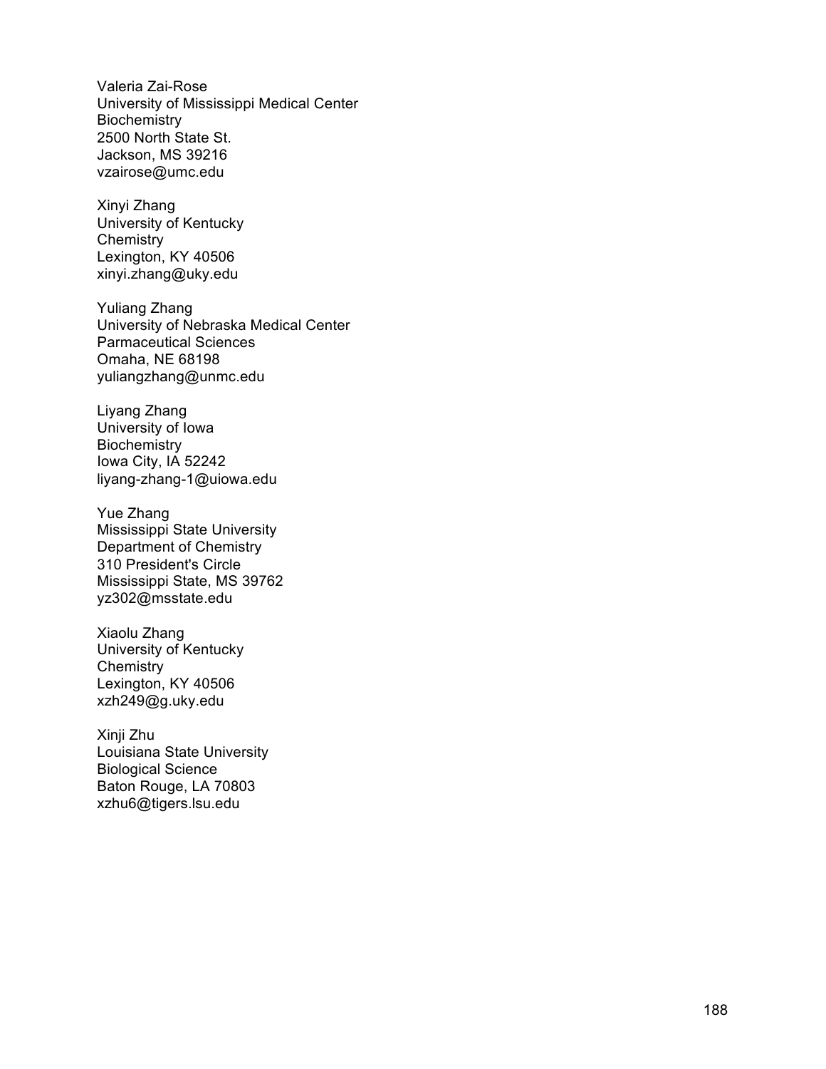Valeria Zai-Rose
University of Mississippi Medical Center
Biochemistry
2500 North State St.
Jackson, MS 39216
vzairose@umc.edu

Xinyi Zhang
University of Kentucky
Chemistry
Lexington, KY 40506
xinyi.zhang@uky.edu

Yuliang Zhang
University of Nebraska Medical Center
Parmaceutical Sciences
Omaha, NE 68198
yuliangzhang@unmc.edu

Liyang Zhang
University of Iowa
Biochemistry
Iowa City, IA 52242
liyang-zhang-1@uiowa.edu

Yue Zhang
Mississippi State University
Department of Chemistry
310 President's Circle
Mississippi State, MS 39762
yz302@msstate.edu

Xiaolu Zhang
University of Kentucky
Chemistry
Lexington, KY 40506
xzh249@g.uky.edu

Xinji Zhu
Louisiana State University
Biological Science
Baton Rouge, LA 70803
xzhu6@tigers.lsu.edu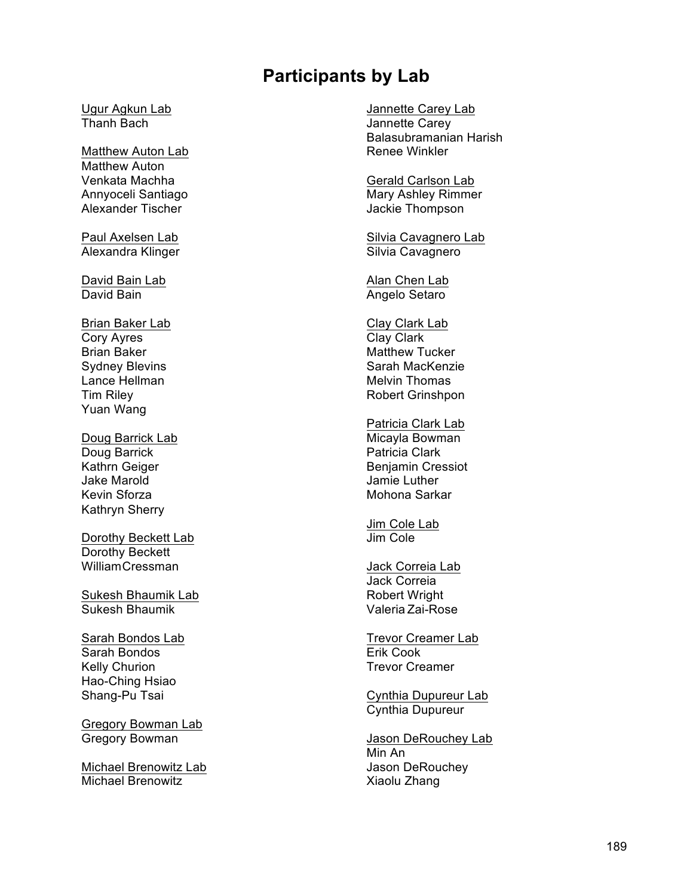# Participants by Lab

<u>Ugur Agkun Lab</u>
Thanh Bach

<u>Matthew Auton Lab</u>
Matthew Auton
Venkata Machha
Annyoceli Santiago
Alexander Tischer

<u>Paul Axelsen Lab</u>
Alexandra Klinger

<u>David Bain Lab</u>
David Bain

<u>Brian Baker Lab</u>
Cory Ayres
Brian Baker
Sydney Blevins
Lance Hellman
Tim Riley
Yuan Wang

<u>Doug Barrick Lab</u>
Doug Barrick
Kathrn Geiger
Jake Marold
Kevin Sforza
Kathryn Sherry

<u>Dorothy Beckett Lab</u>
Dorothy Beckett
William Cressman

<u>Sukesh Bhaumik Lab</u>
Sukesh Bhaumik

<u>Sarah Bondos Lab</u>
Sarah Bondos
Kelly Churion
Hao-Ching Hsiao
Shang-Pu Tsai

<u>Gregory Bowman Lab</u>
Gregory Bowman

<u>Michael Brenowitz Lab</u>
Michael Brenowitz

<u>Jannette Carey Lab</u>
Jannette Carey
Balasubramanian Harish
Renee Winkler

<u>Gerald Carlson Lab</u>
Mary Ashley Rimmer
Jackie Thompson

<u>Silvia Cavagnero Lab</u>
Silvia Cavagnero

<u>Alan Chen Lab</u>
Angelo Setaro

<u>Clay Clark Lab</u>
Clay Clark
Matthew Tucker
Sarah MacKenzie
Melvin Thomas
Robert Grinshpon

<u>Patricia Clark Lab</u>
Micayla Bowman
Patricia Clark
Benjamin Cressiot
Jamie Luther
Mohona Sarkar

<u>Jim Cole Lab</u>
Jim Cole

<u>Jack Correia Lab</u>
Jack Correia
Robert Wright
Valeria Zai-Rose

<u>Trevor Creamer Lab</u>
Erik Cook
Trevor Creamer

<u>Cynthia Dupureur Lab</u>
Cynthia Dupureur

<u>Jason DeRouchey Lab</u>
Min An
Jason DeRouchey
Xiaolu Zhang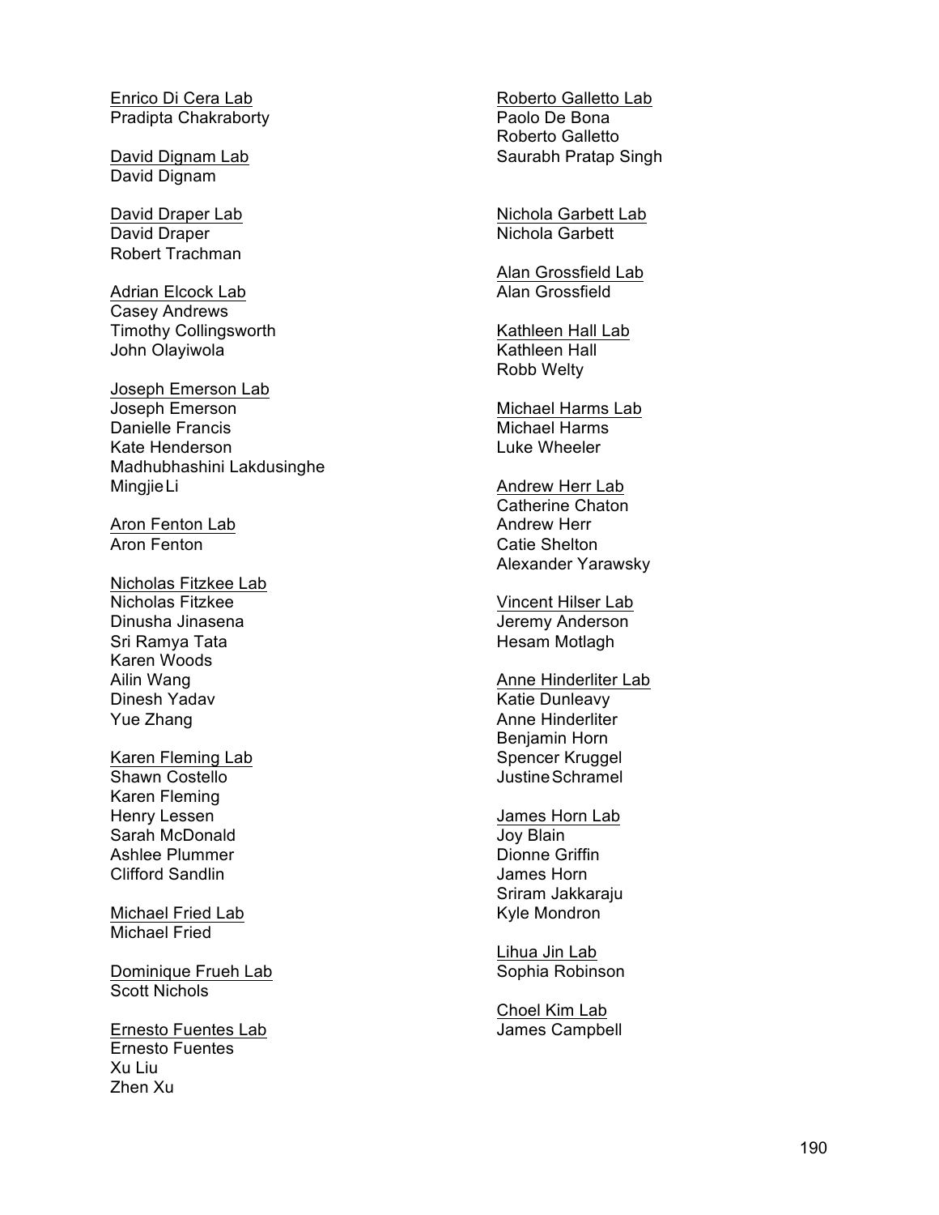Enrico Di Cera Lab
Pradipta Chakraborty

David Dignam Lab
David Dignam

David Draper Lab
David Draper
Robert Trachman

Adrian Elcock Lab
Casey Andrews
Timothy Collingsworth
John Olayiwola

Joseph Emerson Lab
Joseph Emerson
Danielle Francis
Kate Henderson
Madhubhashini Lakdusinghe
Mingjie Li

Aron Fenton Lab
Aron Fenton

Nicholas Fitzkee Lab
Nicholas Fitzkee
Dinusha Jinasena
Sri Ramya Tata
Karen Woods
Ailin Wang
Dinesh Yadav
Yue Zhang

Karen Fleming Lab
Shawn Costello
Karen Fleming
Henry Lessen
Sarah McDonald
Ashlee Plummer
Clifford Sandlin

Michael Fried Lab
Michael Fried

Dominique Frueh Lab
Scott Nichols

Ernesto Fuentes Lab
Ernesto Fuentes
Xu Liu
Zhen Xu

Roberto Galletto Lab
Paolo De Bona
Roberto Galletto
Saurabh Pratap Singh

Nichola Garbett Lab
Nichola Garbett

Alan Grossfield Lab
Alan Grossfield

Kathleen Hall Lab
Kathleen Hall
Robb Welty

Michael Harms Lab
Michael Harms
Luke Wheeler

Andrew Herr Lab
Catherine Chaton
Andrew Herr
Catie Shelton
Alexander Yarawsky

Vincent Hilser Lab
Jeremy Anderson
Hesam Motlagh

Anne Hinderliter Lab
Katie Dunleavy
Anne Hinderliter
Benjamin Horn
Spencer Kruggel
Justine Schramel

James Horn Lab
Joy Blain
Dionne Griffin
James Horn
Sriram Jakkaraju
Kyle Mondron

Lihua Jin Lab
Sophia Robinson

Choel Kim Lab
James Campbell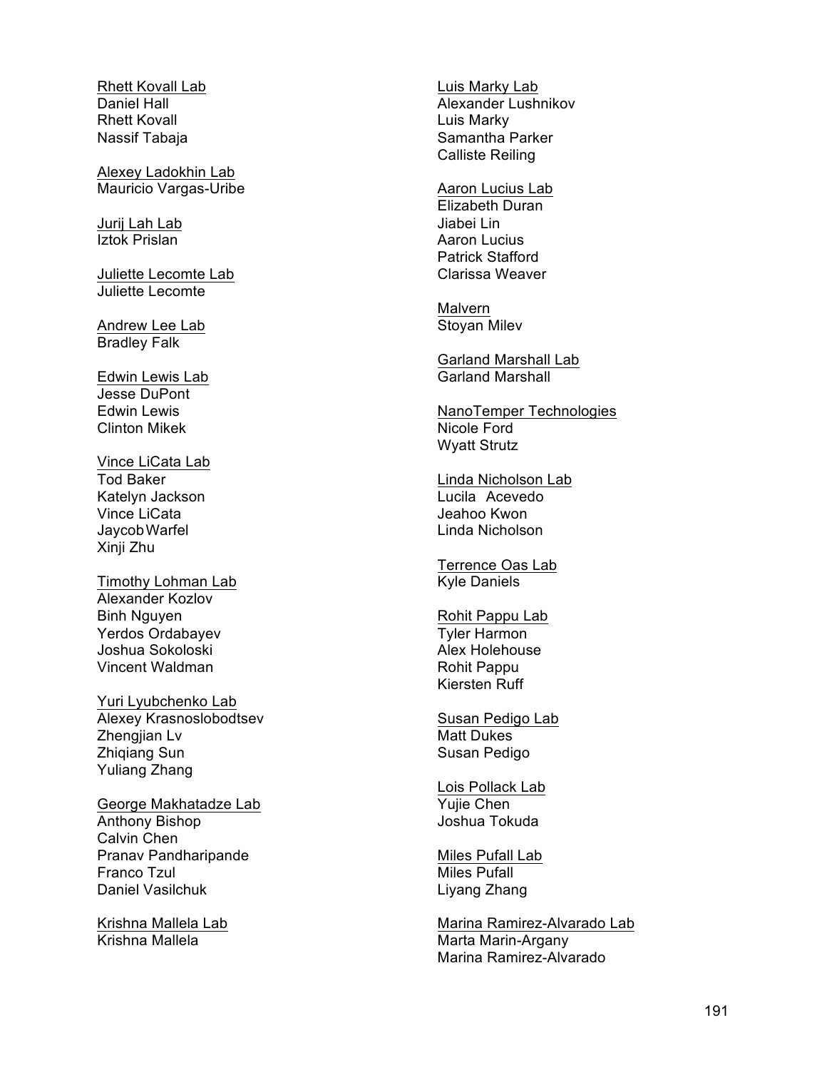<u>Rhett Kovall Lab</u>
Daniel Hall
Rhett Kovall
Nassif Tabaja

<u>Alexey Ladokhin Lab</u>
Mauricio Vargas-Uribe

<u>Jurij Lah Lab</u>
Iztok Prislan

<u>Juliette Lecomte Lab</u>
Juliette Lecomte

<u>Andrew Lee Lab</u>
Bradley Falk

<u>Edwin Lewis Lab</u>
Jesse DuPont
Edwin Lewis
Clinton Mikek

<u>Vince LiCata Lab</u>
Tod Baker
Katelyn Jackson
Vince LiCata
Jaycob Warfel
Xinji Zhu

<u>Timothy Lohman Lab</u>
Alexander Kozlov
Binh Nguyen
Yerdos Ordabayev
Joshua Sokoloski
Vincent Waldman

<u>Yuri Lyubchenko Lab</u>
Alexey Krasnoslobodtsev
Zhengjian Lv
Zhiqiang Sun
Yuliang Zhang

<u>George Makhatadze Lab</u>
Anthony Bishop
Calvin Chen
Pranav Pandharipande
Franco Tzul
Daniel Vasilchuk

<u>Krishna Mallela Lab</u>
Krishna Mallela

<u>Luis Marky Lab</u>
Alexander Lushnikov
Luis Marky
Samantha Parker
Calliste Reiling

<u>Aaron Lucius Lab</u>
Elizabeth Duran
Jiabei Lin
Aaron Lucius
Patrick Stafford
Clarissa Weaver

<u>Malvern</u>
Stoyan Milev

<u>Garland Marshall Lab</u>
Garland Marshall

<u>NanoTemper Technologies</u>
Nicole Ford
Wyatt Strutz

<u>Linda Nicholson Lab</u>
Lucila Acevedo
Jeahoo Kwon
Linda Nicholson

<u>Terrence Oas Lab</u>
Kyle Daniels

<u>Rohit Pappu Lab</u>
Tyler Harmon
Alex Holehouse
Rohit Pappu
Kiersten Ruff

<u>Susan Pedigo Lab</u>
Matt Dukes
Susan Pedigo

<u>Lois Pollack Lab</u>
Yujie Chen
Joshua Tokuda

<u>Miles Pufall Lab</u>
Miles Pufall
Liyang Zhang

<u>Marina Ramirez-Alvarado Lab</u>
Marta Marin-Argany
Marina Ramirez-Alvarado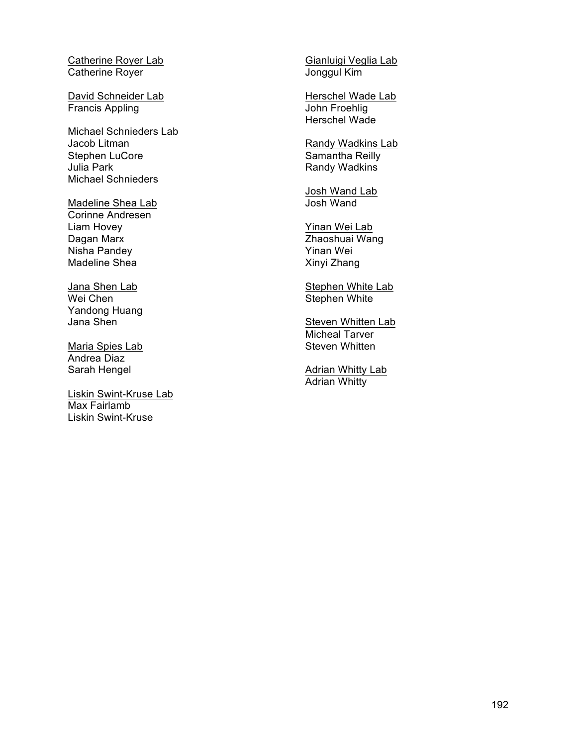Catherine Royer Lab
Catherine Royer

David Schneider Lab
Francis Appling

Michael Schnieders Lab
Jacob Litman
Stephen LuCore
Julia Park
Michael Schnieders

Madeline Shea Lab
Corinne Andresen
Liam Hovey
Dagan Marx
Nisha Pandey
Madeline Shea

Jana Shen Lab
Wei Chen
Yandong Huang
Jana Shen

Maria Spies Lab
Andrea Diaz
Sarah Hengel

Liskin Swint-Kruse Lab
Max Fairlamb
Liskin Swint-Kruse

Gianluigi Veglia Lab
Jonggul Kim

Herschel Wade Lab
John Froehlig
Herschel Wade

Randy Wadkins Lab
Samantha Reilly
Randy Wadkins

Josh Wand Lab
Josh Wand

Yinan Wei Lab
Zhaoshuai Wang
Yinan Wei
Xinyi Zhang

Stephen White Lab
Stephen White

Steven Whitten Lab
Micheal Tarver
Steven Whitten

Adrian Whitty Lab
Adrian Whitty